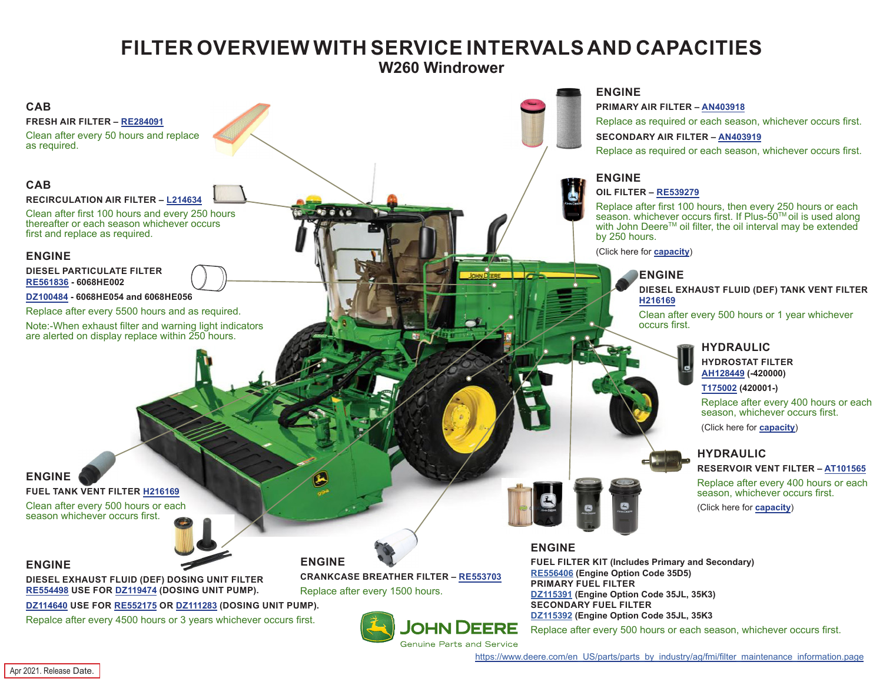# FILTER OVERVIEW WITH SERVICE INTERVALS AND CAPACITIES

## W260 Windrower

### CAB

**FRESH AIR FILTER – RE284091**

Clean after every 50 hours and replace as required.

### CAB

**RECIRCULATION AIR FILTER – L214634**

Clean after first 100 hours and every 250 hours thereafter or each season whichever occurs first and replace as required.

### ENGINE

**DIESEL PARTICULATE FILTER**

**RE561836 - 6068HE002**

**DZ100484 - 6068HE054 and 6068HE056**

Replace after every 5500 hours and as required.

Note:-When exhaust filter and warning light indicators are alerted on display replace within 250 hours.

### ENGINE

**FUEL TANK VENT FILTER H216169**

Clean after every 500 hours or each season whichever occurs first.

### ENGINE

**DIESEL EXHAUST FLUID (DEF) DOSING UNIT FILTER**

**RE554498 USE FOR DZ119474 (DOSING UNIT PUMP).**

**DZ114640 USE FOR RE552175 OR DZ111283 (DOSING UNIT PUMP).**

Repalce after every 4500 hours or 3 years whichever occurs first.

### ENGINE

**CRANKCASE BREATHER FILTER – RE553703**

Replace after every 1500 hours.

### ENGINE

**PRIMARY AIR FILTER – AN403918**

Replace as required or each season, whichever occurs first.

**SECONDARY AIR FILTER – AN403919**

Replace as required or each season, whichever occurs first.

### ENGINE

**OIL FILTER – RE539279**

Replace after first 100 hours, then every 250 hours or each season. whichever occurs first. If Plus-50™ oil is used along with John Deere™ oil filter, the oil interval may be extended by 250 hours.

(Click here for capacity)

### ENGINE

**DIESEL EXHAUST FLUID (DEF) TANK VENT FILTER H216169**

Clean after every 500 hours or 1 year whichever occurs first.

### HYDRAULIC

**HYDROSTAT FILTER**

**AH128449 (-420000)**

**T175002 (420001-)**

Replace after every 400 hours or each season, whichever occurs first.

(Click here for capacity)

### HYDRAULIC

**RESERVOIR VENT FILTER – AT101565**

Replace after every 400 hours or each season, whichever occurs first.

(Click here for capacity)

### ENGINE

**FUEL FILTER KIT (Includes Primary and Secondary)**

**RE556406 (Engine Option Code 35D5)**

**PRIMARY FUEL FILTER**

**DZ115391 (Engine Option Code 35JL, 35K3)**

**SECONDARY FUEL FILTER**

**DZ115392 (Engine Option Code 35JL, 35K3**

Replace after every 500 hours or each season, whichever occurs first.

JOHN DEERE
Genuine Parts and Service

https://www.deere.com/en_US/parts/parts_by_industry/ag/fmi/filter_maintenance_information.page

Apr 2021. Release Date.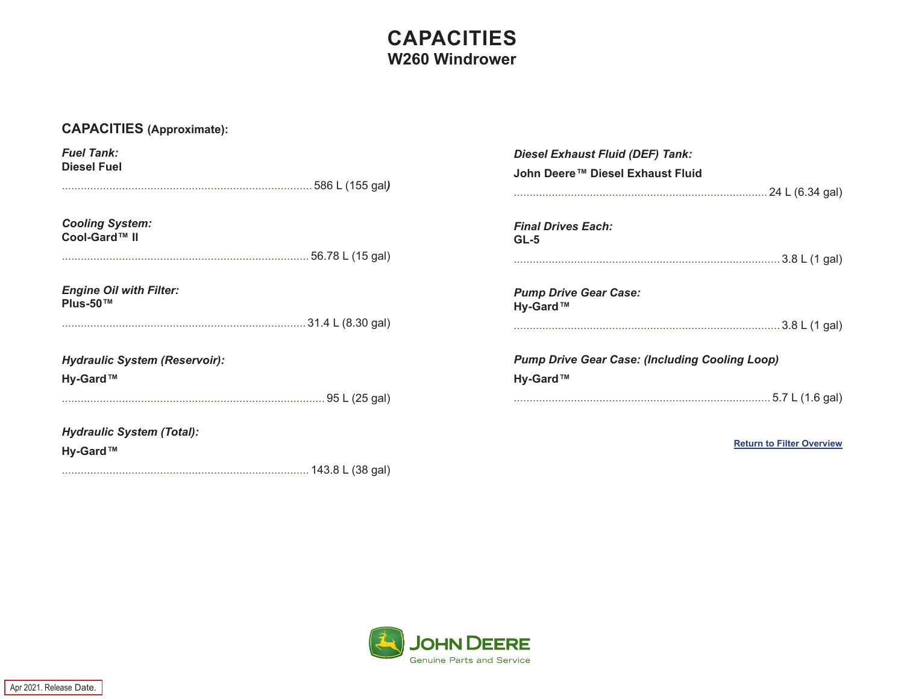# CAPACITIES
## W260 Windrower

**CAPACITIES** **(Approximate):**

***Fuel Tank:***
**Diesel Fuel**

.......................................................................... 586 L (155 gal)

***Cooling System:***
**Cool-Gard™ II**

.......................................................................... 56.78 L (15 gal)

***Engine Oil with Filter:***
**Plus-50™**

.......................................................................... 31.4 L (8.30 gal)

***Hydraulic System (Reservoir):***
**Hy-Gard™**

.......................................................................... 95 L (25 gal)

***Hydraulic System (Total):***
**Hy-Gard™**

.......................................................................... 143.8 L (38 gal)

***Diesel Exhaust Fluid (DEF) Tank:***
**John Deere™ Diesel Exhaust Fluid**

.......................................................................... 24 L (6.34 gal)

***Final Drives Each:***
**GL-5**

.......................................................................... 3.8 L (1 gal)

***Pump Drive Gear Case:***
**Hy-Gard™**

.......................................................................... 3.8 L (1 gal)

***Pump Drive Gear Case: (Including Cooling Loop)***
**Hy-Gard™**

.......................................................................... 5.7 L (1.6 gal)

**Return to Filter Overview**

JOHN DEERE
Genuine Parts and Service

Apr 2021. Release Date.